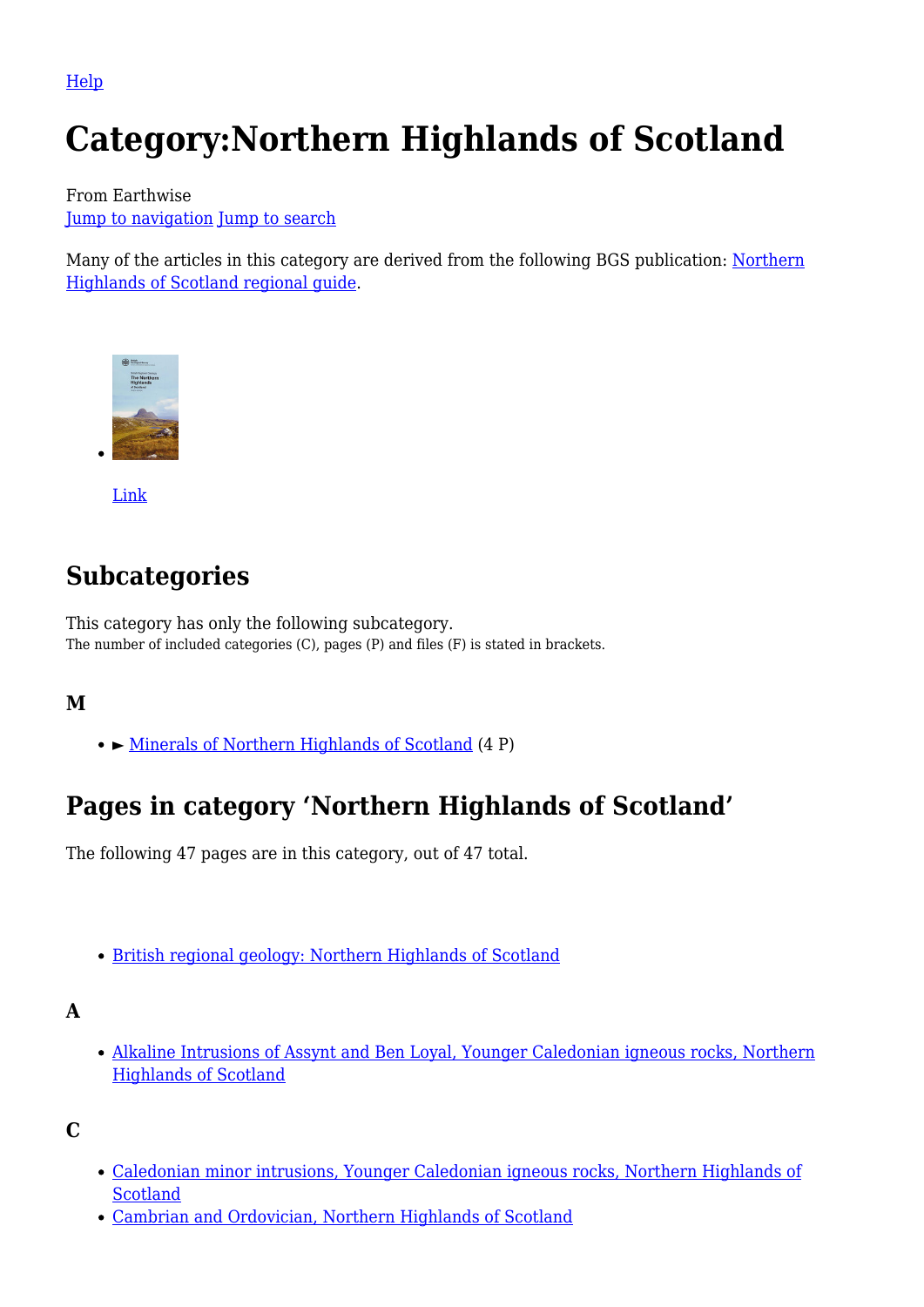Help

# Category:Northern Highlands of Scotland

From Earthwise
Jump to navigation Jump to search

Many of the articles in this category are derived from the following BGS publication: Northern Highlands of Scotland regional guide.

- Link

## Subcategories

This category has only the following subcategory.
The number of included categories (C), pages (P) and files (F) is stated in brackets.

### M

- ► Minerals of Northern Highlands of Scotland (4 P)

## Pages in category 'Northern Highlands of Scotland'

The following 47 pages are in this category, out of 47 total.

- British regional geology: Northern Highlands of Scotland

### A

- Alkaline Intrusions of Assynt and Ben Loyal, Younger Caledonian igneous rocks, Northern Highlands of Scotland

### C

- Caledonian minor intrusions, Younger Caledonian igneous rocks, Northern Highlands of Scotland
- Cambrian and Ordovician, Northern Highlands of Scotland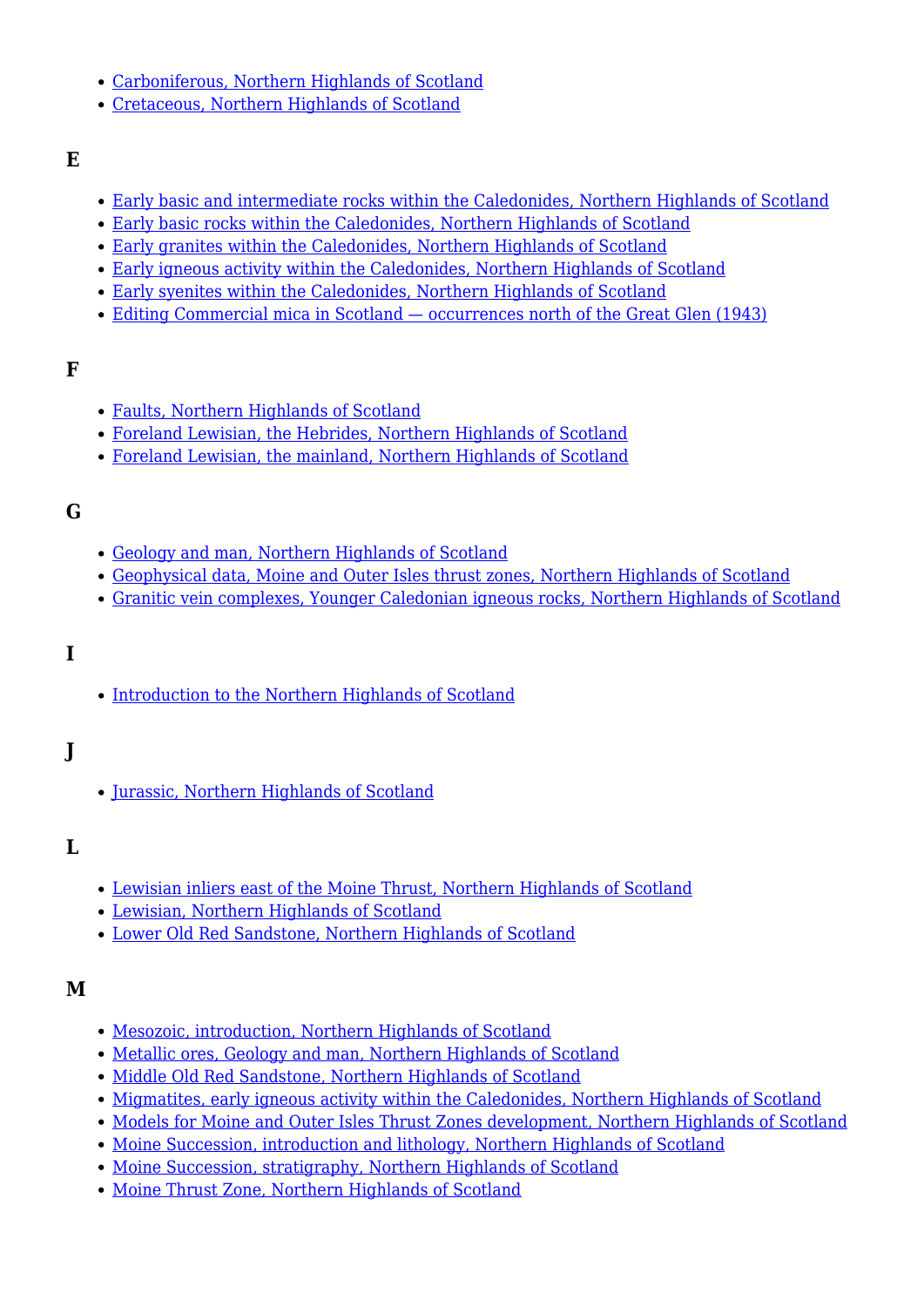- [Carboniferous, Northern Highlands of Scotland]
- [Cretaceous, Northern Highlands of Scotland]

### E

- [Early basic and intermediate rocks within the Caledonides, Northern Highlands of Scotland]
- [Early basic rocks within the Caledonides, Northern Highlands of Scotland]
- [Early granites within the Caledonides, Northern Highlands of Scotland]
- [Early igneous activity within the Caledonides, Northern Highlands of Scotland]
- [Early syenites within the Caledonides, Northern Highlands of Scotland]
- [Editing Commercial mica in Scotland — occurrences north of the Great Glen (1943)]

### F

- [Faults, Northern Highlands of Scotland]
- [Foreland Lewisian, the Hebrides, Northern Highlands of Scotland]
- [Foreland Lewisian, the mainland, Northern Highlands of Scotland]

### G

- [Geology and man, Northern Highlands of Scotland]
- [Geophysical data, Moine and Outer Isles thrust zones, Northern Highlands of Scotland]
- [Granitic vein complexes, Younger Caledonian igneous rocks, Northern Highlands of Scotland]

### I

- [Introduction to the Northern Highlands of Scotland]

### J

- [Jurassic, Northern Highlands of Scotland]

### L

- [Lewisian inliers east of the Moine Thrust, Northern Highlands of Scotland]
- [Lewisian, Northern Highlands of Scotland]
- [Lower Old Red Sandstone, Northern Highlands of Scotland]

### M

- [Mesozoic, introduction, Northern Highlands of Scotland]
- [Metallic ores, Geology and man, Northern Highlands of Scotland]
- [Middle Old Red Sandstone, Northern Highlands of Scotland]
- [Migmatites, early igneous activity within the Caledonides, Northern Highlands of Scotland]
- [Models for Moine and Outer Isles Thrust Zones development, Northern Highlands of Scotland]
- [Moine Succession, introduction and lithology, Northern Highlands of Scotland]
- [Moine Succession, stratigraphy, Northern Highlands of Scotland]
- [Moine Thrust Zone, Northern Highlands of Scotland]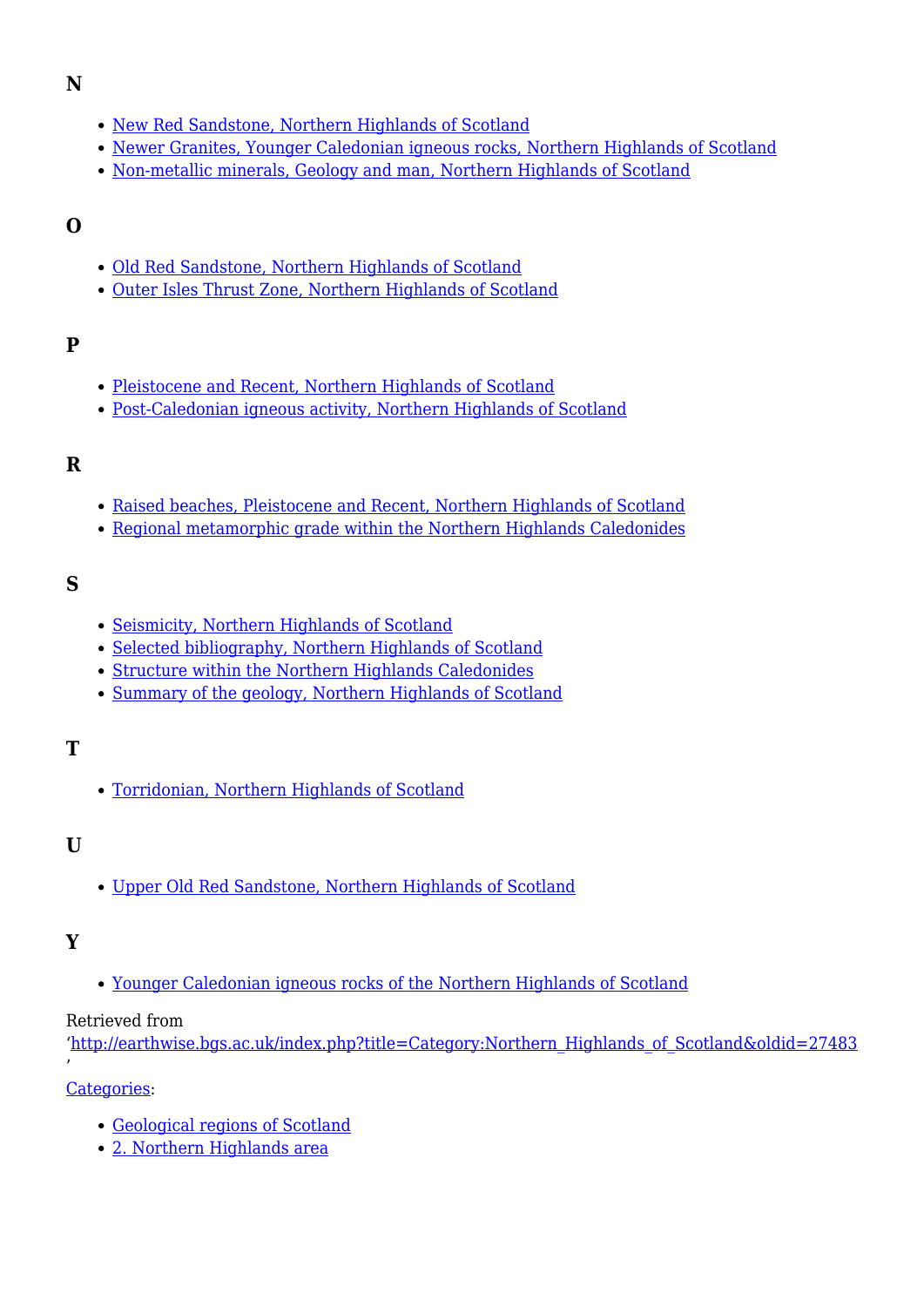### N

- [New Red Sandstone, Northern Highlands of Scotland]
- [Newer Granites, Younger Caledonian igneous rocks, Northern Highlands of Scotland]
- [Non-metallic minerals, Geology and man, Northern Highlands of Scotland]

### O

- [Old Red Sandstone, Northern Highlands of Scotland]
- [Outer Isles Thrust Zone, Northern Highlands of Scotland]

### P

- [Pleistocene and Recent, Northern Highlands of Scotland]
- [Post-Caledonian igneous activity, Northern Highlands of Scotland]

### R

- [Raised beaches, Pleistocene and Recent, Northern Highlands of Scotland]
- [Regional metamorphic grade within the Northern Highlands Caledonides]

### S

- [Seismicity, Northern Highlands of Scotland]
- [Selected bibliography, Northern Highlands of Scotland]
- [Structure within the Northern Highlands Caledonides]
- [Summary of the geology, Northern Highlands of Scotland]

### T

- [Torridonian, Northern Highlands of Scotland]

### U

- [Upper Old Red Sandstone, Northern Highlands of Scotland]

### Y

- [Younger Caledonian igneous rocks of the Northern Highlands of Scotland]

Retrieved from
'http://earthwise.bgs.ac.uk/index.php?title=Category:Northern_Highlands_of_Scotland&oldid=27483'

Categories:

- [Geological regions of Scotland]
- [2. Northern Highlands area]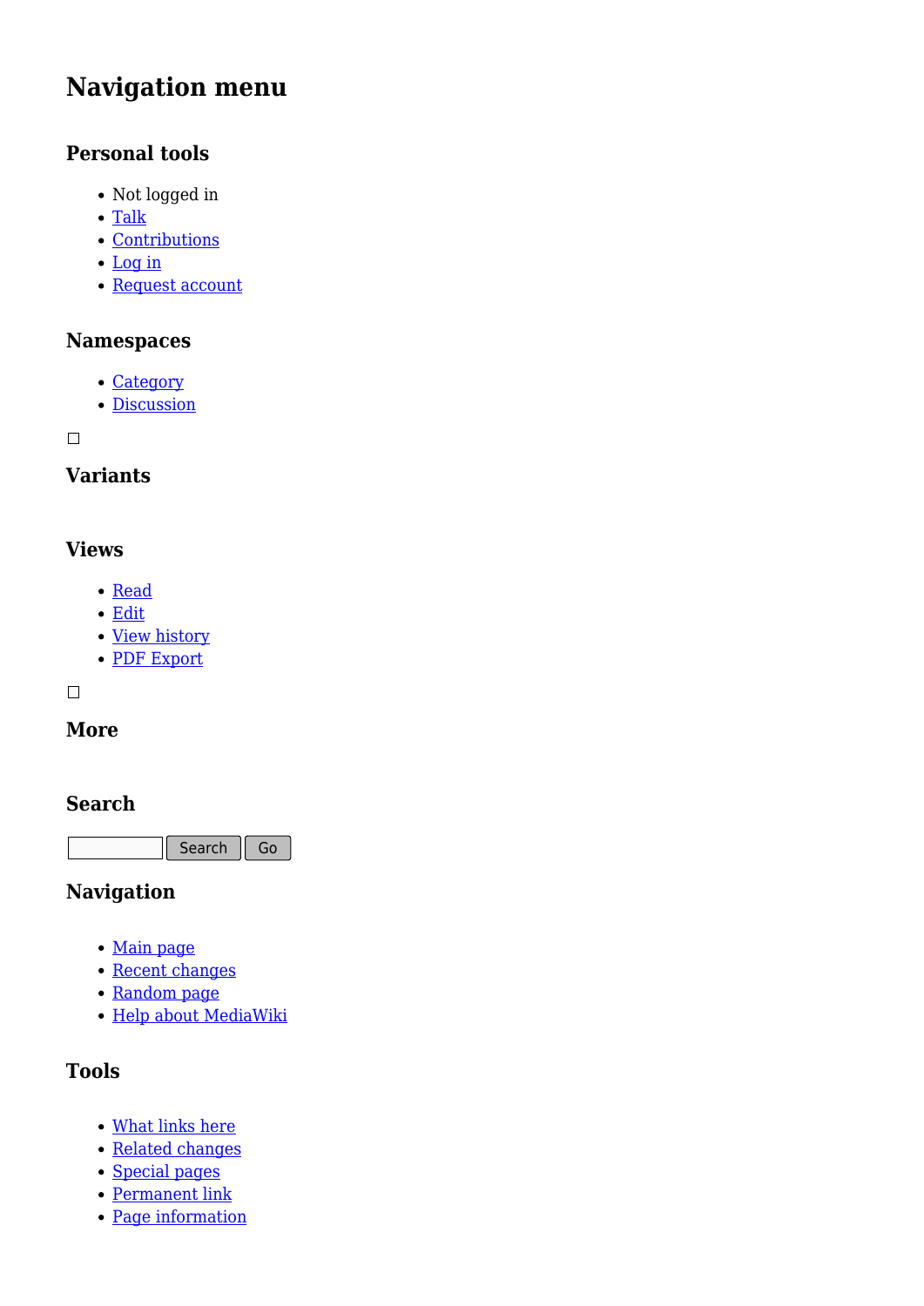# Navigation menu

### Personal tools

- Not logged in
- Talk
- Contributions
- Log in
- Request account

### Namespaces

- Category
- Discussion

### Variants

### Views

- Read
- Edit
- View history
- PDF Export

### More

### Search

Search Go

### Navigation

- Main page
- Recent changes
- Random page
- Help about MediaWiki

### Tools

- What links here
- Related changes
- Special pages
- Permanent link
- Page information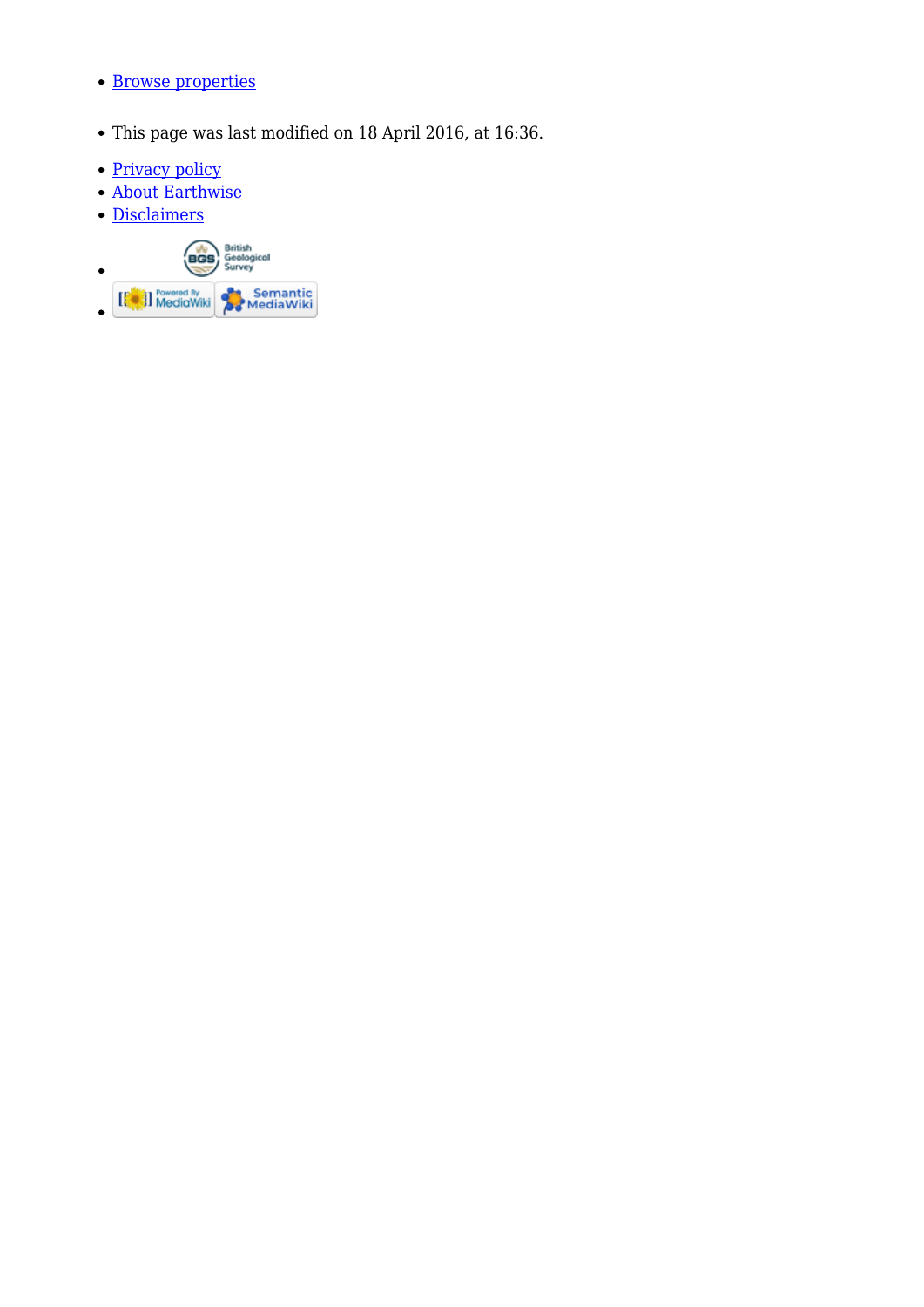- Browse properties

- This page was last modified on 18 April 2016, at 16:36.

- Privacy policy
- About Earthwise
- Disclaimers